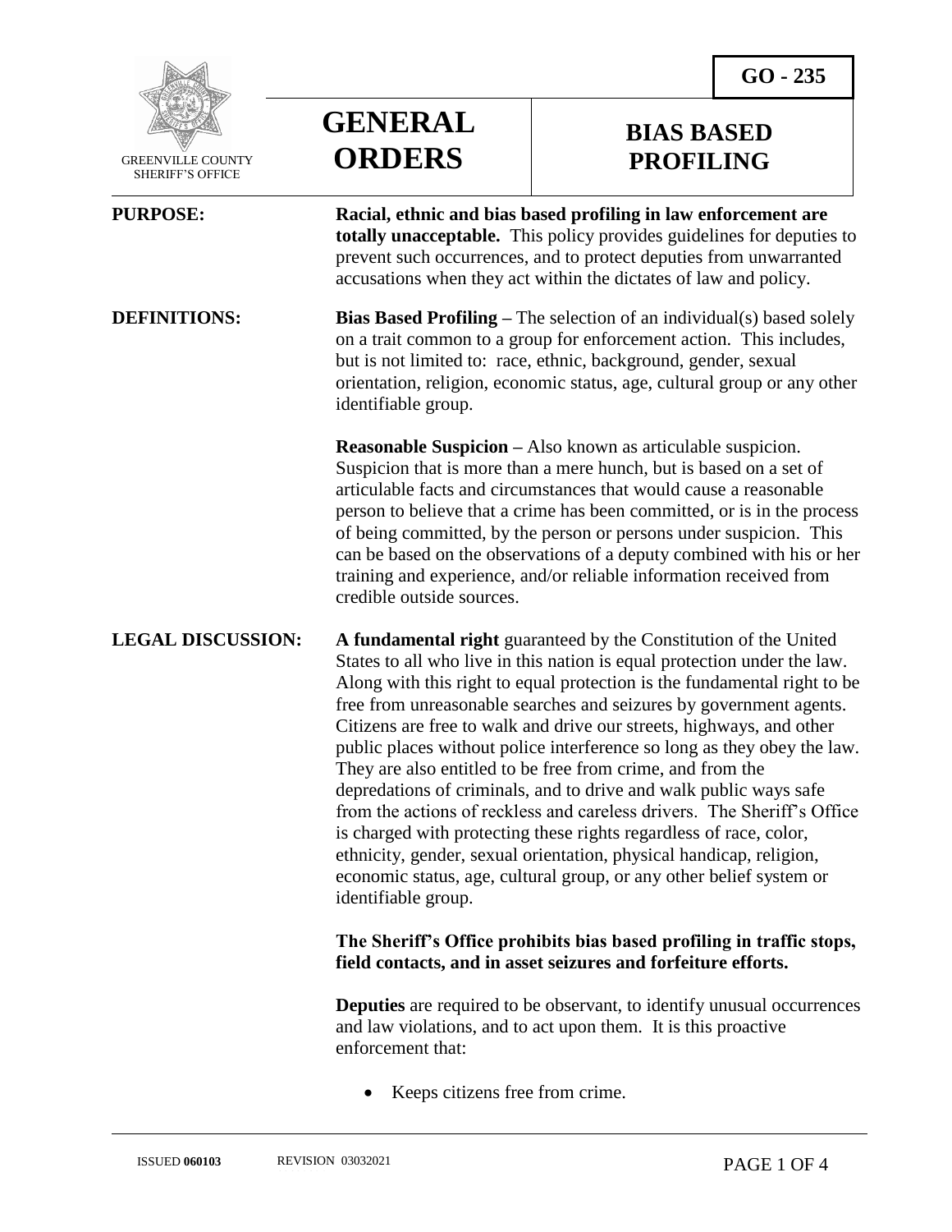GREENVILLE COUNTY SHERIFF'S OFFICE

# GENERAL ORDERS

## BIAS BASED PROFILING

**GO - 235**

**PURPOSE:** **Racial, ethnic and bias based profiling in law enforcement are totally unacceptable.** This policy provides guidelines for deputies to prevent such occurrences, and to protect deputies from unwarranted accusations when they act within the dictates of law and policy.

**DEFINITIONS:** **Bias Based Profiling –** The selection of an individual(s) based solely on a trait common to a group for enforcement action. This includes, but is not limited to: race, ethnic, background, gender, sexual orientation, religion, economic status, age, cultural group or any other identifiable group.

**Reasonable Suspicion –** Also known as articulable suspicion. Suspicion that is more than a mere hunch, but is based on a set of articulable facts and circumstances that would cause a reasonable person to believe that a crime has been committed, or is in the process of being committed, by the person or persons under suspicion. This can be based on the observations of a deputy combined with his or her training and experience, and/or reliable information received from credible outside sources.

**LEGAL DISCUSSION:** **A fundamental right** guaranteed by the Constitution of the United States to all who live in this nation is equal protection under the law. Along with this right to equal protection is the fundamental right to be free from unreasonable searches and seizures by government agents. Citizens are free to walk and drive our streets, highways, and other public places without police interference so long as they obey the law. They are also entitled to be free from crime, and from the depredations of criminals, and to drive and walk public ways safe from the actions of reckless and careless drivers. The Sheriff's Office is charged with protecting these rights regardless of race, color, ethnicity, gender, sexual orientation, physical handicap, religion, economic status, age, cultural group, or any other belief system or identifiable group.

**The Sheriff's Office prohibits bias based profiling in traffic stops, field contacts, and in asset seizures and forfeiture efforts.**

**Deputies** are required to be observant, to identify unusual occurrences and law violations, and to act upon them. It is this proactive enforcement that:

- Keeps citizens free from crime.

ISSUED **060103** REVISION 03032021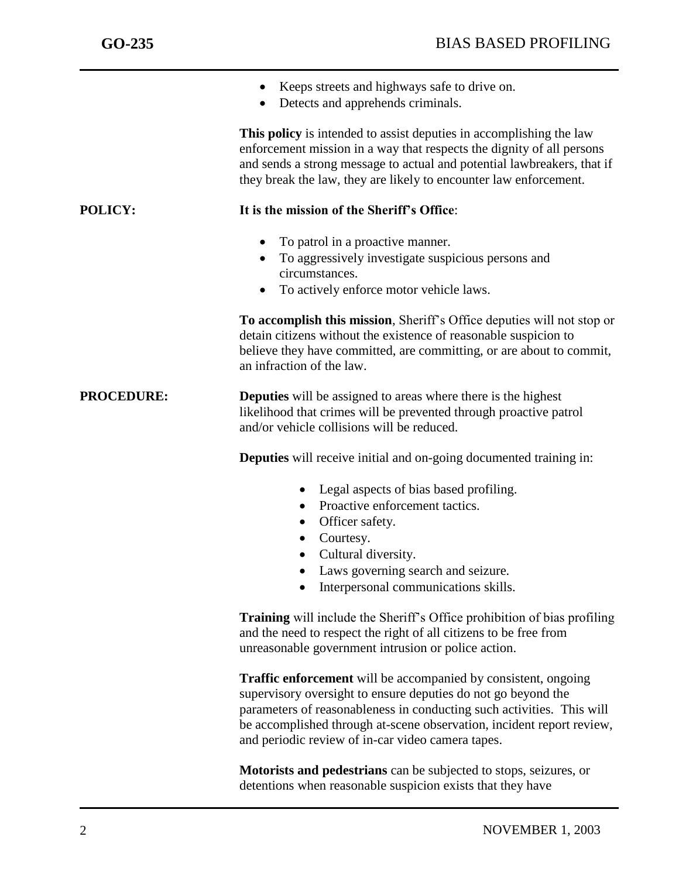- Keeps streets and highways safe to drive on.
- Detects and apprehends criminals.

**This policy** is intended to assist deputies in accomplishing the law enforcement mission in a way that respects the dignity of all persons and sends a strong message to actual and potential lawbreakers, that if they break the law, they are likely to encounter law enforcement.

**POLICY:**

**It is the mission of the Sheriff's Office**:

- To patrol in a proactive manner.
- To aggressively investigate suspicious persons and circumstances.
- To actively enforce motor vehicle laws.

**To accomplish this mission**, Sheriff's Office deputies will not stop or detain citizens without the existence of reasonable suspicion to believe they have committed, are committing, or are about to commit, an infraction of the law.

**PROCEDURE:**

**Deputies** will be assigned to areas where there is the highest likelihood that crimes will be prevented through proactive patrol and/or vehicle collisions will be reduced.

**Deputies** will receive initial and on-going documented training in:

- Legal aspects of bias based profiling.
- Proactive enforcement tactics.
- Officer safety.
- Courtesy.
- Cultural diversity.
- Laws governing search and seizure.
- Interpersonal communications skills.

**Training** will include the Sheriff's Office prohibition of bias profiling and the need to respect the right of all citizens to be free from unreasonable government intrusion or police action.

**Traffic enforcement** will be accompanied by consistent, ongoing supervisory oversight to ensure deputies do not go beyond the parameters of reasonableness in conducting such activities. This will be accomplished through at-scene observation, incident report review, and periodic review of in-car video camera tapes.

**Motorists and pedestrians** can be subjected to stops, seizures, or detentions when reasonable suspicion exists that they have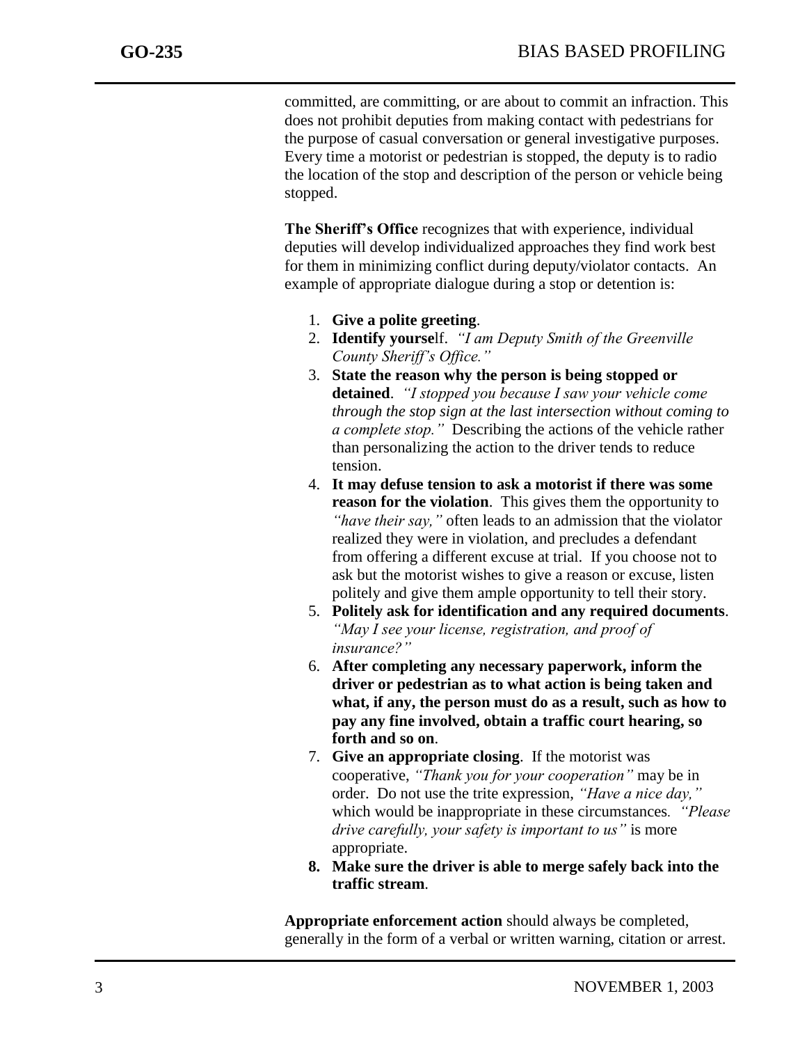committed, are committing, or are about to commit an infraction. This does not prohibit deputies from making contact with pedestrians for the purpose of casual conversation or general investigative purposes. Every time a motorist or pedestrian is stopped, the deputy is to radio the location of the stop and description of the person or vehicle being stopped.

**The Sheriff's Office** recognizes that with experience, individual deputies will develop individualized approaches they find work best for them in minimizing conflict during deputy/violator contacts. An example of appropriate dialogue during a stop or detention is:

1. **Give a polite greeting**.
2. **Identify yourse**lf. *"I am Deputy Smith of the Greenville County Sheriff's Office."*
3. **State the reason why the person is being stopped or detained**. *"I stopped you because I saw your vehicle come through the stop sign at the last intersection without coming to a complete stop."* Describing the actions of the vehicle rather than personalizing the action to the driver tends to reduce tension.
4. **It may defuse tension to ask a motorist if there was some reason for the violation**. This gives them the opportunity to *"have their say,"* often leads to an admission that the violator realized they were in violation, and precludes a defendant from offering a different excuse at trial. If you choose not to ask but the motorist wishes to give a reason or excuse, listen politely and give them ample opportunity to tell their story.
5. **Politely ask for identification and any required documents**. *"May I see your license, registration, and proof of insurance?"*
6. **After completing any necessary paperwork, inform the driver or pedestrian as to what action is being taken and what, if any, the person must do as a result, such as how to pay any fine involved, obtain a traffic court hearing, so forth and so on**.
7. **Give an appropriate closing**. If the motorist was cooperative, *"Thank you for your cooperation"* may be in order. Do not use the trite expression, *"Have a nice day,"* which would be inappropriate in these circumstances. *"Please drive carefully, your safety is important to us"* is more appropriate.
8. **Make sure the driver is able to merge safely back into the traffic stream**.

**Appropriate enforcement action** should always be completed, generally in the form of a verbal or written warning, citation or arrest.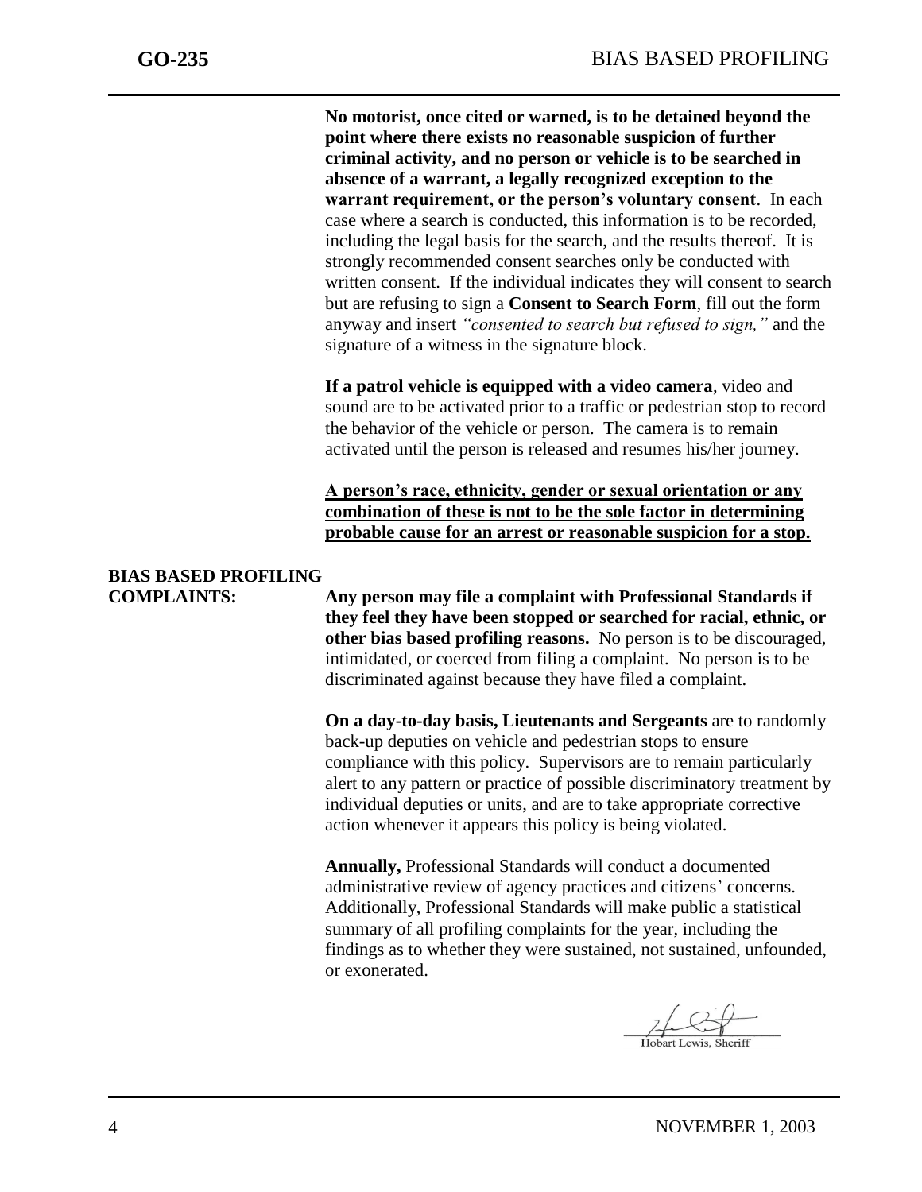**No motorist, once cited or warned, is to be detained beyond the point where there exists no reasonable suspicion of further criminal activity, and no person or vehicle is to be searched in absence of a warrant, a legally recognized exception to the warrant requirement, or the person's voluntary consent**. In each case where a search is conducted, this information is to be recorded, including the legal basis for the search, and the results thereof. It is strongly recommended consent searches only be conducted with written consent. If the individual indicates they will consent to search but are refusing to sign a **Consent to Search Form**, fill out the form anyway and insert *"consented to search but refused to sign,"* and the signature of a witness in the signature block.

**If a patrol vehicle is equipped with a video camera**, video and sound are to be activated prior to a traffic or pedestrian stop to record the behavior of the vehicle or person. The camera is to remain activated until the person is released and resumes his/her journey.

<u>**A person's race, ethnicity, gender or sexual orientation or any combination of these is not to be the sole factor in determining probable cause for an arrest or reasonable suspicion for a stop.**</u>

**BIAS BASED PROFILING COMPLAINTS:** **Any person may file a complaint with Professional Standards if they feel they have been stopped or searched for racial, ethnic, or other bias based profiling reasons.** No person is to be discouraged, intimidated, or coerced from filing a complaint. No person is to be discriminated against because they have filed a complaint.

**On a day-to-day basis, Lieutenants and Sergeants** are to randomly back-up deputies on vehicle and pedestrian stops to ensure compliance with this policy. Supervisors are to remain particularly alert to any pattern or practice of possible discriminatory treatment by individual deputies or units, and are to take appropriate corrective action whenever it appears this policy is being violated.

**Annually,** Professional Standards will conduct a documented administrative review of agency practices and citizens' concerns. Additionally, Professional Standards will make public a statistical summary of all profiling complaints for the year, including the findings as to whether they were sustained, not sustained, unfounded, or exonerated.

Hobart Lewis, Sheriff